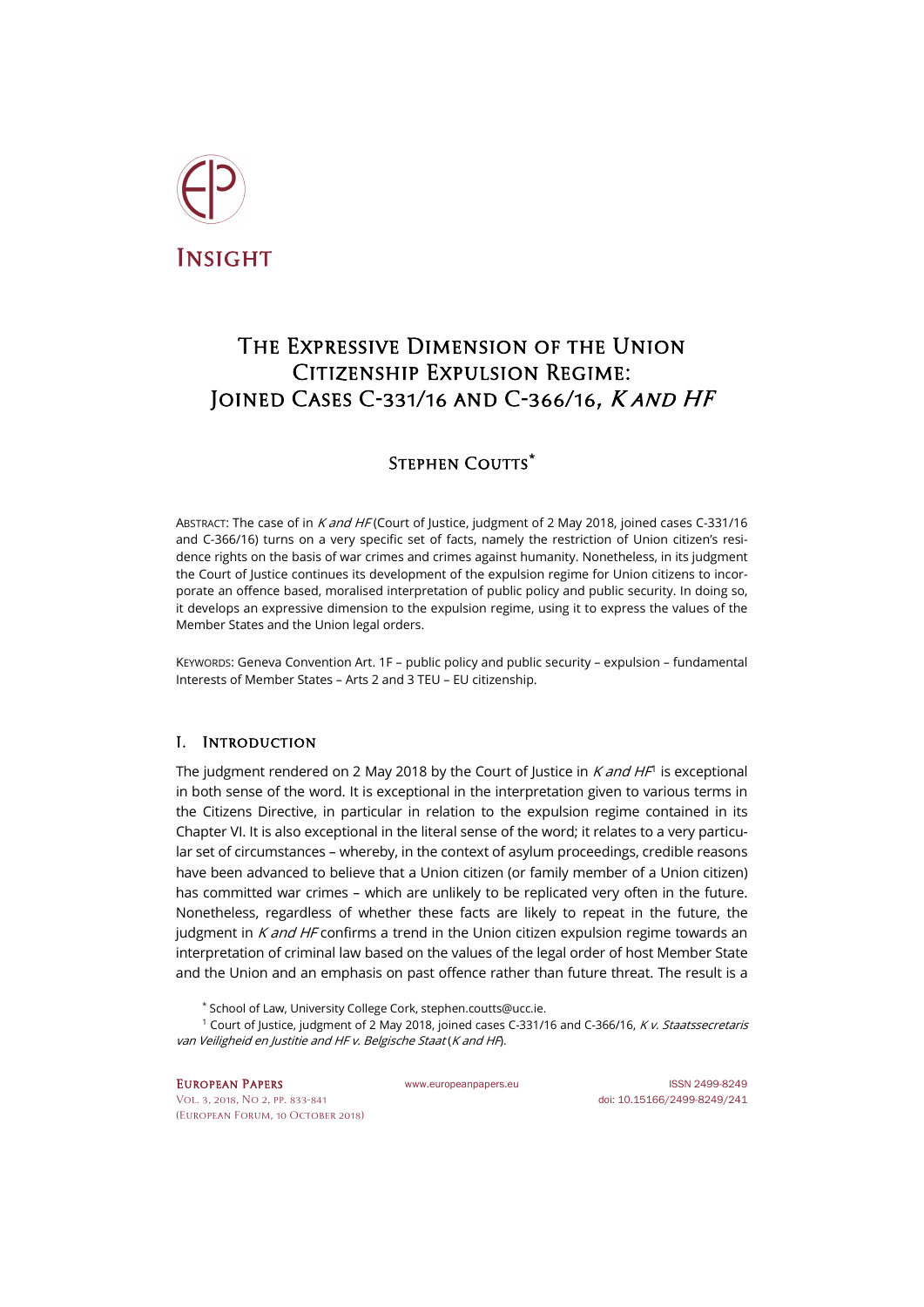INSIGHT

# The Expressive Dimension of the Union Citizenship Expulsion Regime: Joined Cases C-331/16 and C-366/16, *K and HF*

## Stephen Coutts*

Abstract: The case of in *K and HF* (Court of Justice, judgment of 2 May 2018, joined cases C-331/16 and C-366/16) turns on a very specific set of facts, namely the restriction of Union citizen's residence rights on the basis of war crimes and crimes against humanity. Nonetheless, in its judgment the Court of Justice continues its development of the expulsion regime for Union citizens to incorporate an offence based, moralised interpretation of public policy and public security. In doing so, it develops an expressive dimension to the expulsion regime, using it to express the values of the Member States and the Union legal orders.

Keywords: Geneva Convention Art. 1F – public policy and public security – expulsion – fundamental Interests of Member States – Arts 2 and 3 TEU – EU citizenship.

## I. Introduction

The judgment rendered on 2 May 2018 by the Court of Justice in *K and HF*[1] is exceptional in both sense of the word. It is exceptional in the interpretation given to various terms in the Citizens Directive, in particular in relation to the expulsion regime contained in its Chapter VI. It is also exceptional in the literal sense of the word; it relates to a very particular set of circumstances – whereby, in the context of asylum proceedings, credible reasons have been advanced to believe that a Union citizen (or family member of a Union citizen) has committed war crimes – which are unlikely to be replicated very often in the future. Nonetheless, regardless of whether these facts are likely to repeat in the future, the judgment in *K and HF* confirms a trend in the Union citizen expulsion regime towards an interpretation of criminal law based on the values of the legal order of host Member State and the Union and an emphasis on past offence rather than future threat. The result is a

\* School of Law, University College Cork, stephen.coutts@ucc.ie.

[1] Court of Justice, judgment of 2 May 2018, joined cases C-331/16 and C-366/16, *K v. Staatssecretaris van Veiligheid en Justitie and HF v. Belgische Staat* (*K and HF*).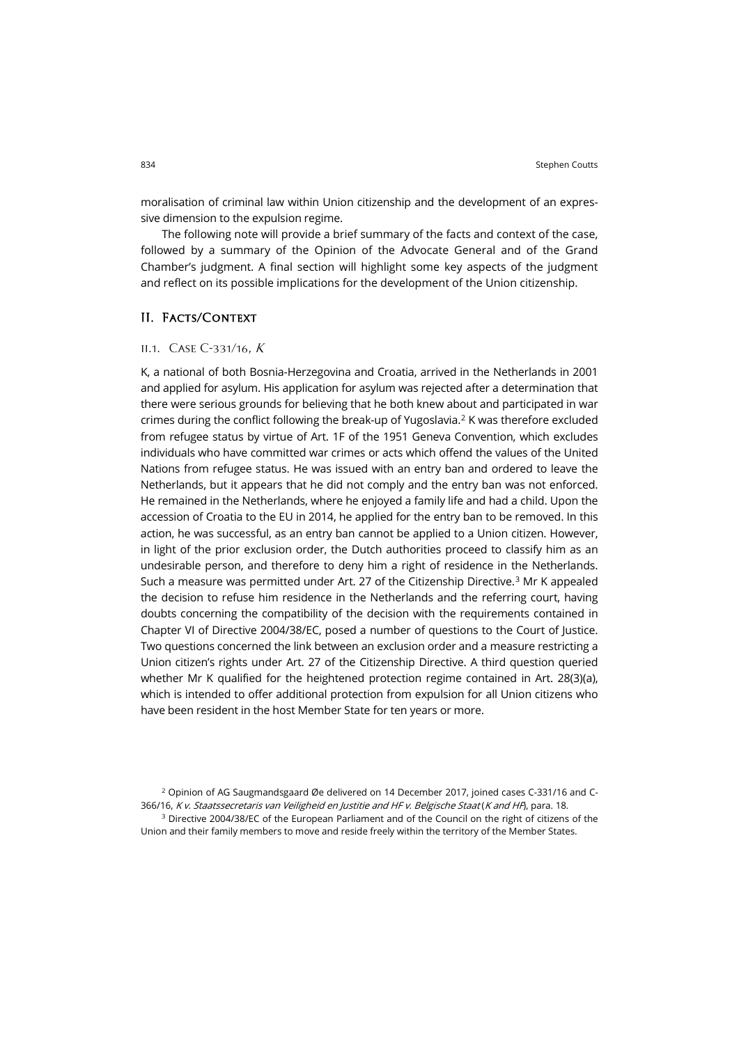moralisation of criminal law within Union citizenship and the development of an expressive dimension to the expulsion regime.

The following note will provide a brief summary of the facts and context of the case, followed by a summary of the Opinion of the Advocate General and of the Grand Chamber's judgment. A final section will highlight some key aspects of the judgment and reflect on its possible implications for the development of the Union citizenship.

## II. Facts/Context

### II.1. Case C-331/16, *K*

K, a national of both Bosnia-Herzegovina and Croatia, arrived in the Netherlands in 2001 and applied for asylum. His application for asylum was rejected after a determination that there were serious grounds for believing that he both knew about and participated in war crimes during the conflict following the break-up of Yugoslavia.[2] K was therefore excluded from refugee status by virtue of Art. 1F of the 1951 Geneva Convention, which excludes individuals who have committed war crimes or acts which offend the values of the United Nations from refugee status. He was issued with an entry ban and ordered to leave the Netherlands, but it appears that he did not comply and the entry ban was not enforced. He remained in the Netherlands, where he enjoyed a family life and had a child. Upon the accession of Croatia to the EU in 2014, he applied for the entry ban to be removed. In this action, he was successful, as an entry ban cannot be applied to a Union citizen. However, in light of the prior exclusion order, the Dutch authorities proceed to classify him as an undesirable person, and therefore to deny him a right of residence in the Netherlands. Such a measure was permitted under Art. 27 of the Citizenship Directive.[3] Mr K appealed the decision to refuse him residence in the Netherlands and the referring court, having doubts concerning the compatibility of the decision with the requirements contained in Chapter VI of Directive 2004/38/EC, posed a number of questions to the Court of Justice. Two questions concerned the link between an exclusion order and a measure restricting a Union citizen's rights under Art. 27 of the Citizenship Directive. A third question queried whether Mr K qualified for the heightened protection regime contained in Art. 28(3)(a), which is intended to offer additional protection from expulsion for all Union citizens who have been resident in the host Member State for ten years or more.

[2] Opinion of AG Saugmandsgaard Øe delivered on 14 December 2017, joined cases C-331/16 and C-366/16, *K v. Staatssecretaris van Veiligheid en Justitie and HF v. Belgische Staat* (*K and HF*), para. 18.

[3] Directive 2004/38/EC of the European Parliament and of the Council on the right of citizens of the Union and their family members to move and reside freely within the territory of the Member States.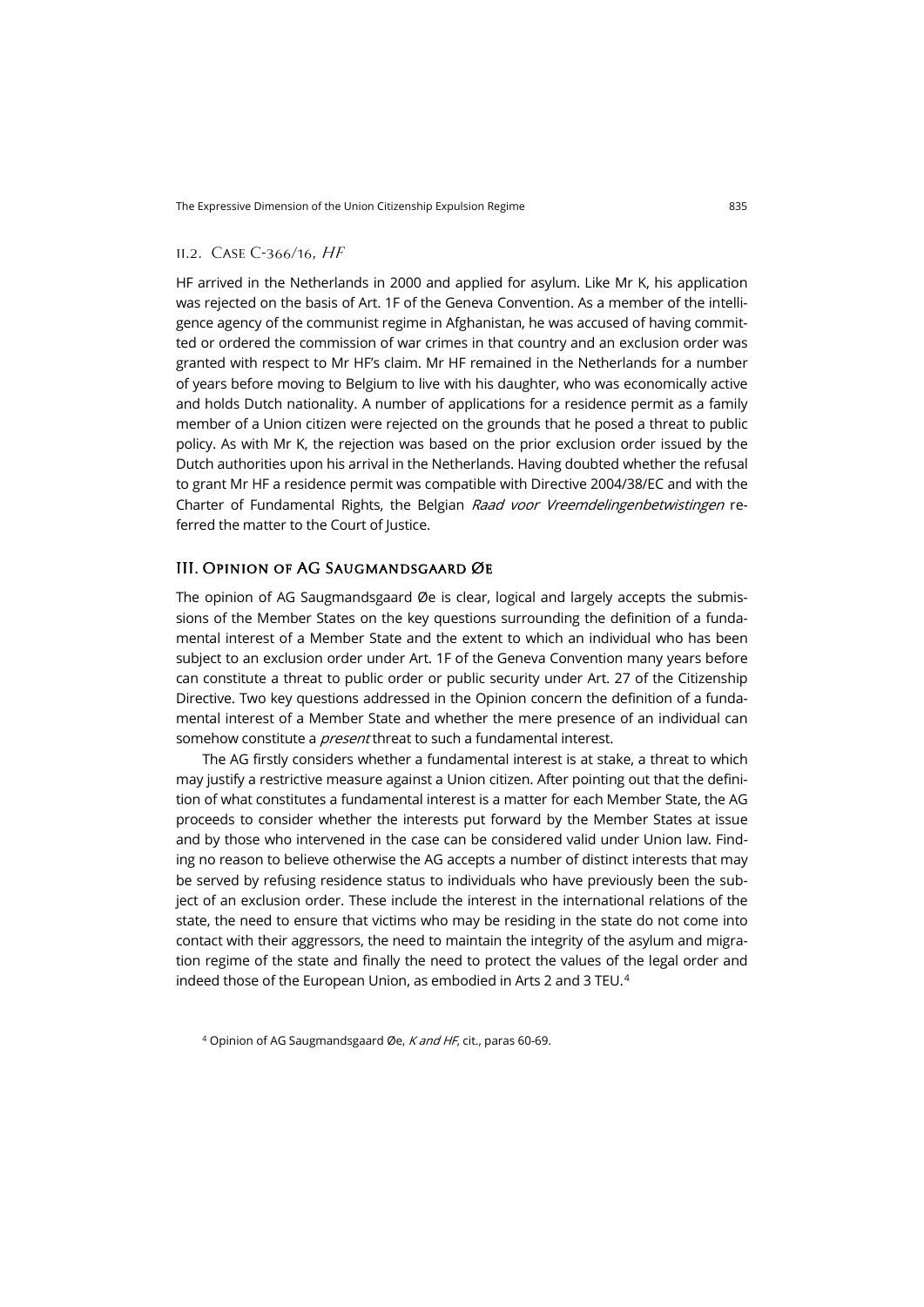### II.2. Case C-366/16, *HF*

HF arrived in the Netherlands in 2000 and applied for asylum. Like Mr K, his application was rejected on the basis of Art. 1F of the Geneva Convention. As a member of the intelligence agency of the communist regime in Afghanistan, he was accused of having committed or ordered the commission of war crimes in that country and an exclusion order was granted with respect to Mr HF's claim. Mr HF remained in the Netherlands for a number of years before moving to Belgium to live with his daughter, who was economically active and holds Dutch nationality. A number of applications for a residence permit as a family member of a Union citizen were rejected on the grounds that he posed a threat to public policy. As with Mr K, the rejection was based on the prior exclusion order issued by the Dutch authorities upon his arrival in the Netherlands. Having doubted whether the refusal to grant Mr HF a residence permit was compatible with Directive 2004/38/EC and with the Charter of Fundamental Rights, the Belgian *Raad voor Vreemdelingenbetwistingen* referred the matter to the Court of Justice.

## III. Opinion of AG Saugmandsgaard Øe

The opinion of AG Saugmandsgaard Øe is clear, logical and largely accepts the submissions of the Member States on the key questions surrounding the definition of a fundamental interest of a Member State and the extent to which an individual who has been subject to an exclusion order under Art. 1F of the Geneva Convention many years before can constitute a threat to public order or public security under Art. 27 of the Citizenship Directive. Two key questions addressed in the Opinion concern the definition of a fundamental interest of a Member State and whether the mere presence of an individual can somehow constitute a *present* threat to such a fundamental interest.

The AG firstly considers whether a fundamental interest is at stake, a threat to which may justify a restrictive measure against a Union citizen. After pointing out that the definition of what constitutes a fundamental interest is a matter for each Member State, the AG proceeds to consider whether the interests put forward by the Member States at issue and by those who intervened in the case can be considered valid under Union law. Finding no reason to believe otherwise the AG accepts a number of distinct interests that may be served by refusing residence status to individuals who have previously been the subject of an exclusion order. These include the interest in the international relations of the state, the need to ensure that victims who may be residing in the state do not come into contact with their aggressors, the need to maintain the integrity of the asylum and migration regime of the state and finally the need to protect the values of the legal order and indeed those of the European Union, as embodied in Arts 2 and 3 TEU.[4]

[4] Opinion of AG Saugmandsgaard Øe, *K and HF*, cit., paras 60-69.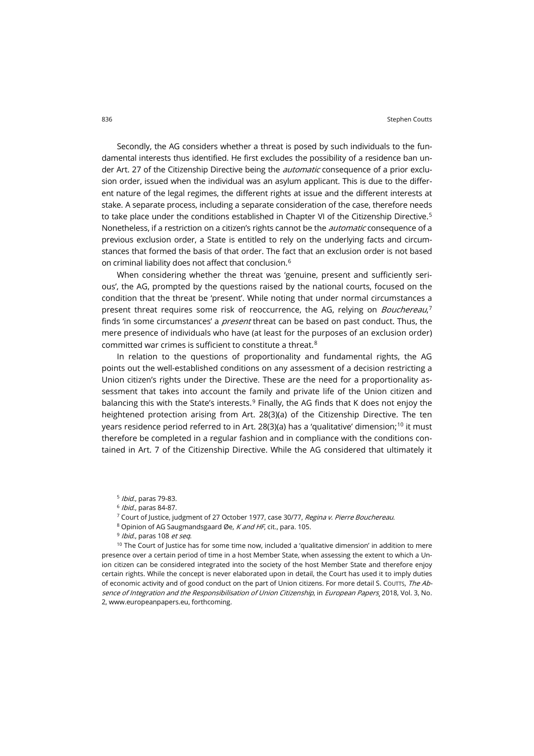Secondly, the AG considers whether a threat is posed by such individuals to the fundamental interests thus identified. He first excludes the possibility of a residence ban under Art. 27 of the Citizenship Directive being the *automatic* consequence of a prior exclusion order, issued when the individual was an asylum applicant. This is due to the different nature of the legal regimes, the different rights at issue and the different interests at stake. A separate process, including a separate consideration of the case, therefore needs to take place under the conditions established in Chapter VI of the Citizenship Directive.[5] Nonetheless, if a restriction on a citizen's rights cannot be the *automatic* consequence of a previous exclusion order, a State is entitled to rely on the underlying facts and circumstances that formed the basis of that order. The fact that an exclusion order is not based on criminal liability does not affect that conclusion.[6]

When considering whether the threat was 'genuine, present and sufficiently serious', the AG, prompted by the questions raised by the national courts, focused on the condition that the threat be 'present'. While noting that under normal circumstances a present threat requires some risk of reoccurrence, the AG, relying on *Bouchereau*,[7] finds 'in some circumstances' a *present* threat can be based on past conduct. Thus, the mere presence of individuals who have (at least for the purposes of an exclusion order) committed war crimes is sufficient to constitute a threat.[8]

In relation to the questions of proportionality and fundamental rights, the AG points out the well-established conditions on any assessment of a decision restricting a Union citizen's rights under the Directive. These are the need for a proportionality assessment that takes into account the family and private life of the Union citizen and balancing this with the State's interests.[9] Finally, the AG finds that K does not enjoy the heightened protection arising from Art. 28(3)(a) of the Citizenship Directive. The ten years residence period referred to in Art. 28(3)(a) has a 'qualitative' dimension;[10] it must therefore be completed in a regular fashion and in compliance with the conditions contained in Art. 7 of the Citizenship Directive. While the AG considered that ultimately it

---

[5] *Ibid.*, paras 79-83.

[6] *Ibid.*, paras 84-87.

[7] Court of Justice, judgment of 27 October 1977, case 30/77, *Regina v. Pierre Bouchereau*.

[8] Opinion of AG Saugmandsgaard Øe, *K and HF*, cit., para. 105.

[9] *Ibid.*, paras 108 *et seq.*

[10] The Court of Justice has for some time now, included a 'qualitative dimension' in addition to mere presence over a certain period of time in a host Member State, when assessing the extent to which a Union citizen can be considered integrated into the society of the host Member State and therefore enjoy certain rights. While the concept is never elaborated upon in detail, the Court has used it to imply duties of economic activity and of good conduct on the part of Union citizens. For more detail S. Coutts, *The Absence of Integration and the Responsibilisation of Union Citizenship*, in *European Papers*, 2018, Vol. 3, No. 2, www.europeanpapers.eu, forthcoming.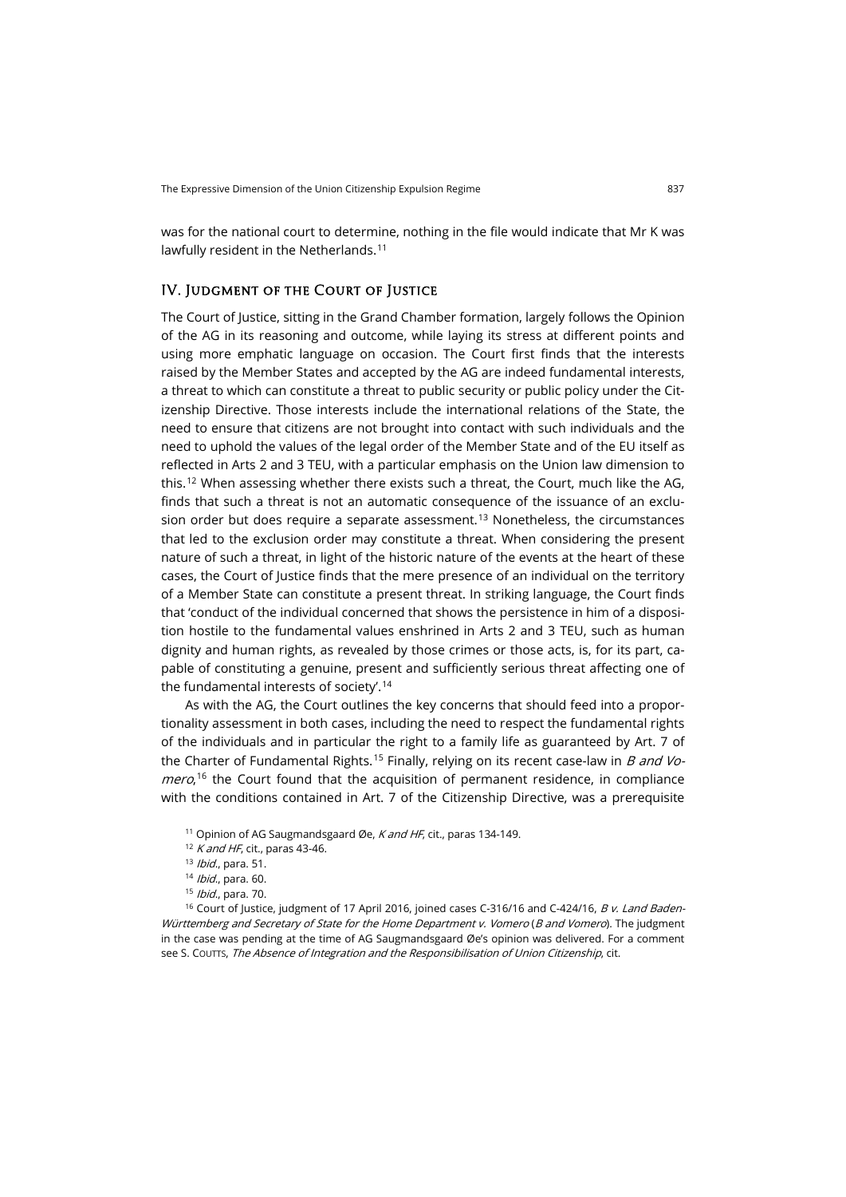was for the national court to determine, nothing in the file would indicate that Mr K was lawfully resident in the Netherlands.[11]

## IV. Judgment of the Court of Justice

The Court of Justice, sitting in the Grand Chamber formation, largely follows the Opinion of the AG in its reasoning and outcome, while laying its stress at different points and using more emphatic language on occasion. The Court first finds that the interests raised by the Member States and accepted by the AG are indeed fundamental interests, a threat to which can constitute a threat to public security or public policy under the Citizenship Directive. Those interests include the international relations of the State, the need to ensure that citizens are not brought into contact with such individuals and the need to uphold the values of the legal order of the Member State and of the EU itself as reflected in Arts 2 and 3 TEU, with a particular emphasis on the Union law dimension to this.[12] When assessing whether there exists such a threat, the Court, much like the AG, finds that such a threat is not an automatic consequence of the issuance of an exclusion order but does require a separate assessment.[13] Nonetheless, the circumstances that led to the exclusion order may constitute a threat. When considering the present nature of such a threat, in light of the historic nature of the events at the heart of these cases, the Court of Justice finds that the mere presence of an individual on the territory of a Member State can constitute a present threat. In striking language, the Court finds that 'conduct of the individual concerned that shows the persistence in him of a disposition hostile to the fundamental values enshrined in Arts 2 and 3 TEU, such as human dignity and human rights, as revealed by those crimes or those acts, is, for its part, capable of constituting a genuine, present and sufficiently serious threat affecting one of the fundamental interests of society'.[14]

As with the AG, the Court outlines the key concerns that should feed into a proportionality assessment in both cases, including the need to respect the fundamental rights of the individuals and in particular the right to a family life as guaranteed by Art. 7 of the Charter of Fundamental Rights.[15] Finally, relying on its recent case-law in *B and Vomero*,[16] the Court found that the acquisition of permanent residence, in compliance with the conditions contained in Art. 7 of the Citizenship Directive, was a prerequisite

[11] Opinion of AG Saugmandsgaard Øe, *K and HF*, cit., paras 134-149.

[12] *K and HF*, cit., paras 43-46.

[13] *Ibid.*, para. 51.

[14] *Ibid.*, para. 60.

[15] *Ibid.*, para. 70.

[16] Court of Justice, judgment of 17 April 2016, joined cases C-316/16 and C-424/16, *B v. Land Baden-Württemberg and Secretary of State for the Home Department v. Vomero* (*B and Vomero*). The judgment in the case was pending at the time of AG Saugmandsgaard Øe's opinion was delivered. For a comment see S. Coutts, *The Absence of Integration and the Responsibilisation of Union Citizenship*, cit.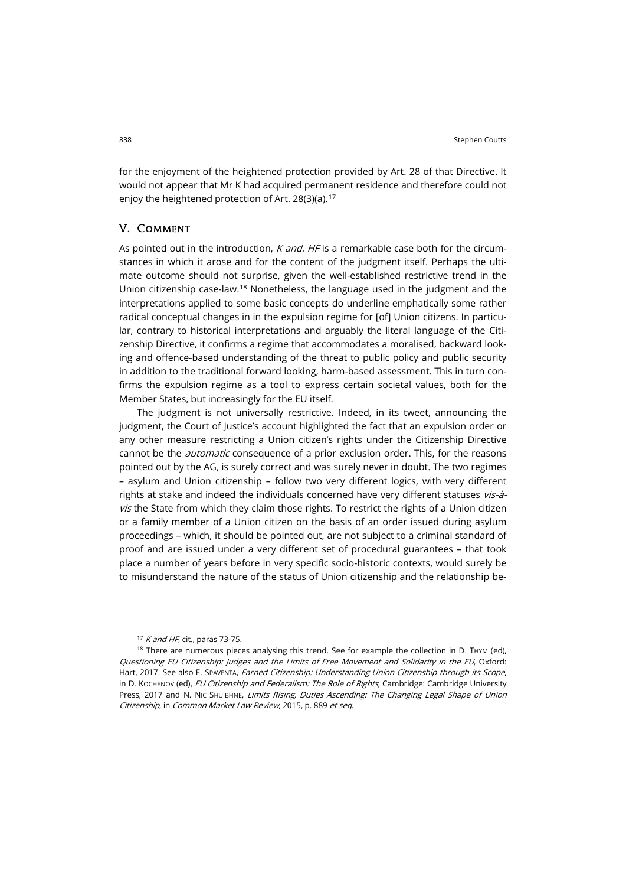for the enjoyment of the heightened protection provided by Art. 28 of that Directive. It would not appear that Mr K had acquired permanent residence and therefore could not enjoy the heightened protection of Art. 28(3)(a).[17]

## V. Comment

As pointed out in the introduction, *K and. HF* is a remarkable case both for the circumstances in which it arose and for the content of the judgment itself. Perhaps the ultimate outcome should not surprise, given the well-established restrictive trend in the Union citizenship case-law.[18] Nonetheless, the language used in the judgment and the interpretations applied to some basic concepts do underline emphatically some rather radical conceptual changes in in the expulsion regime for [of] Union citizens. In particular, contrary to historical interpretations and arguably the literal language of the Citizenship Directive, it confirms a regime that accommodates a moralised, backward looking and offence-based understanding of the threat to public policy and public security in addition to the traditional forward looking, harm-based assessment. This in turn confirms the expulsion regime as a tool to express certain societal values, both for the Member States, but increasingly for the EU itself.

The judgment is not universally restrictive. Indeed, in its tweet, announcing the judgment, the Court of Justice's account highlighted the fact that an expulsion order or any other measure restricting a Union citizen's rights under the Citizenship Directive cannot be the *automatic* consequence of a prior exclusion order. This, for the reasons pointed out by the AG, is surely correct and was surely never in doubt. The two regimes – asylum and Union citizenship – follow two very different logics, with very different rights at stake and indeed the individuals concerned have very different statuses *vis-à-vis* the State from which they claim those rights. To restrict the rights of a Union citizen or a family member of a Union citizen on the basis of an order issued during asylum proceedings – which, it should be pointed out, are not subject to a criminal standard of proof and are issued under a very different set of procedural guarantees – that took place a number of years before in very specific socio-historic contexts, would surely be to misunderstand the nature of the status of Union citizenship and the relationship be-

[17] *K and HF*, cit., paras 73-75.

[18] There are numerous pieces analysing this trend. See for example the collection in D. Thym (ed), *Questioning EU Citizenship: Judges and the Limits of Free Movement and Solidarity in the EU*, Oxford: Hart, 2017. See also E. Spaventa, *Earned Citizenship: Understanding Union Citizenship through its Scope*, in D. Kochenov (ed), *EU Citizenship and Federalism: The Role of Rights*, Cambridge: Cambridge University Press, 2017 and N. Nic Shuibhne, *Limits Rising, Duties Ascending: The Changing Legal Shape of Union Citizenship*, in *Common Market Law Review*, 2015, p. 889 *et seq*.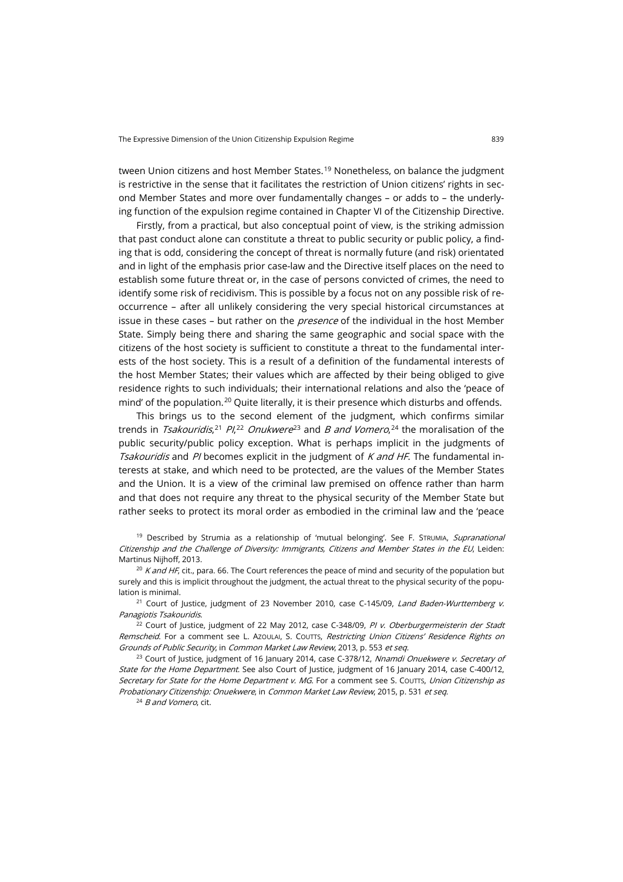tween Union citizens and host Member States.[19] Nonetheless, on balance the judgment is restrictive in the sense that it facilitates the restriction of Union citizens' rights in second Member States and more over fundamentally changes – or adds to – the underlying function of the expulsion regime contained in Chapter VI of the Citizenship Directive.

Firstly, from a practical, but also conceptual point of view, is the striking admission that past conduct alone can constitute a threat to public security or public policy, a finding that is odd, considering the concept of threat is normally future (and risk) orientated and in light of the emphasis prior case-law and the Directive itself places on the need to establish some future threat or, in the case of persons convicted of crimes, the need to identify some risk of recidivism. This is possible by a focus not on any possible risk of reoccurrence – after all unlikely considering the very special historical circumstances at issue in these cases – but rather on the *presence* of the individual in the host Member State. Simply being there and sharing the same geographic and social space with the citizens of the host society is sufficient to constitute a threat to the fundamental interests of the host society. This is a result of a definition of the fundamental interests of the host Member States; their values which are affected by their being obliged to give residence rights to such individuals; their international relations and also the 'peace of mind' of the population.[20] Quite literally, it is their presence which disturbs and offends.

This brings us to the second element of the judgment, which confirms similar trends in *Tsakouridis*,[21] *PI*,[22] *Onukwere*[23] and *B and Vomero*,[24] the moralisation of the public security/public policy exception. What is perhaps implicit in the judgments of *Tsakouridis* and *PI* becomes explicit in the judgment of *K and HF*. The fundamental interests at stake, and which need to be protected, are the values of the Member States and the Union. It is a view of the criminal law premised on offence rather than harm and that does not require any threat to the physical security of the Member State but rather seeks to protect its moral order as embodied in the criminal law and the 'peace

[19] Described by Strumia as a relationship of 'mutual belonging'. See F. STRUMIA, *Supranational Citizenship and the Challenge of Diversity: Immigrants, Citizens and Member States in the EU*, Leiden: Martinus Nijhoff, 2013.

[20] *K and HF*, cit., para. 66. The Court references the peace of mind and security of the population but surely and this is implicit throughout the judgment, the actual threat to the physical security of the population is minimal.

[21] Court of Justice, judgment of 23 November 2010, case C-145/09, *Land Baden-Wurttemberg v. Panagiotis Tsakouridis*.

[22] Court of Justice, judgment of 22 May 2012, case C-348/09, *PI v. Oberburgermeisterin der Stadt Remscheid*. For a comment see L. AZOULAI, S. COUTTS, *Restricting Union Citizens' Residence Rights on Grounds of Public Security*, in *Common Market Law Review*, 2013, p. 553 *et seq*.

[23] Court of Justice, judgment of 16 January 2014, case C-378/12, *Nnamdi Onuekwere v. Secretary of State for the Home Department*. See also Court of Justice, judgment of 16 January 2014, case C-400/12, *Secretary for State for the Home Department v. MG*. For a comment see S. COUTTS, *Union Citizenship as Probationary Citizenship: Onuekwere*, in *Common Market Law Review*, 2015, p. 531 *et seq*.

[24] *B and Vomero*, cit.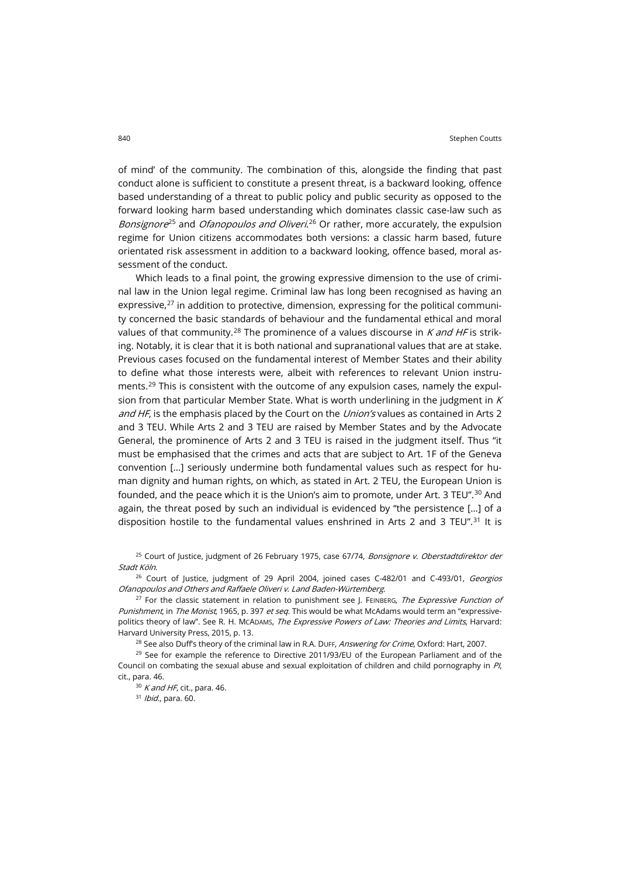of mind' of the community. The combination of this, alongside the finding that past conduct alone is sufficient to constitute a present threat, is a backward looking, offence based understanding of a threat to public policy and public security as opposed to the forward looking harm based understanding which dominates classic case-law such as *Bonsignore*[25] and *Ofanopoulos and Oliveri*.[26] Or rather, more accurately, the expulsion regime for Union citizens accommodates both versions: a classic harm based, future orientated risk assessment in addition to a backward looking, offence based, moral assessment of the conduct.

Which leads to a final point, the growing expressive dimension to the use of criminal law in the Union legal regime. Criminal law has long been recognised as having an expressive,[27] in addition to protective, dimension, expressing for the political community concerned the basic standards of behaviour and the fundamental ethical and moral values of that community.[28] The prominence of a values discourse in *K and HF* is striking. Notably, it is clear that it is both national and supranational values that are at stake. Previous cases focused on the fundamental interest of Member States and their ability to define what those interests were, albeit with references to relevant Union instruments.[29] This is consistent with the outcome of any expulsion cases, namely the expulsion from that particular Member State. What is worth underlining in the judgment in *K and HF*, is the emphasis placed by the Court on the *Union's* values as contained in Arts 2 and 3 TEU. While Arts 2 and 3 TEU are raised by Member States and by the Advocate General, the prominence of Arts 2 and 3 TEU is raised in the judgment itself. Thus "it must be emphasised that the crimes and acts that are subject to Art. 1F of the Geneva convention [...] seriously undermine both fundamental values such as respect for human dignity and human rights, on which, as stated in Art. 2 TEU, the European Union is founded, and the peace which it is the Union's aim to promote, under Art. 3 TEU".[30] And again, the threat posed by such an individual is evidenced by "the persistence [...] of a disposition hostile to the fundamental values enshrined in Arts 2 and 3 TEU".[31] It is

[25] Court of Justice, judgment of 26 February 1975, case 67/74, *Bonsignore v. Oberstadtdirektor der Stadt Köln*.

[26] Court of Justice, judgment of 29 April 2004, joined cases C-482/01 and C-493/01, *Georgios Ofanopoulos and Others and Raffaele Oliveri v. Land Baden-Würtemberg*.

[27] For the classic statement in relation to punishment see J. FEINBERG, *The Expressive Function of Punishment*, in *The Monist*, 1965, p. 397 *et seq*. This would be what McAdams would term an "expressive-politics theory of law". See R. H. MCADAMS, *The Expressive Powers of Law: Theories and Limits*, Harvard: Harvard University Press, 2015, p. 13.

[28] See also Duff's theory of the criminal law in R.A. DUFF, *Answering for Crime*, Oxford: Hart, 2007.

[29] See for example the reference to Directive 2011/93/EU of the European Parliament and of the Council on combating the sexual abuse and sexual exploitation of children and child pornography in *PI*, cit., para. 46.

[30] *K and HF*, cit., para. 46.

[31] *Ibid*., para. 60.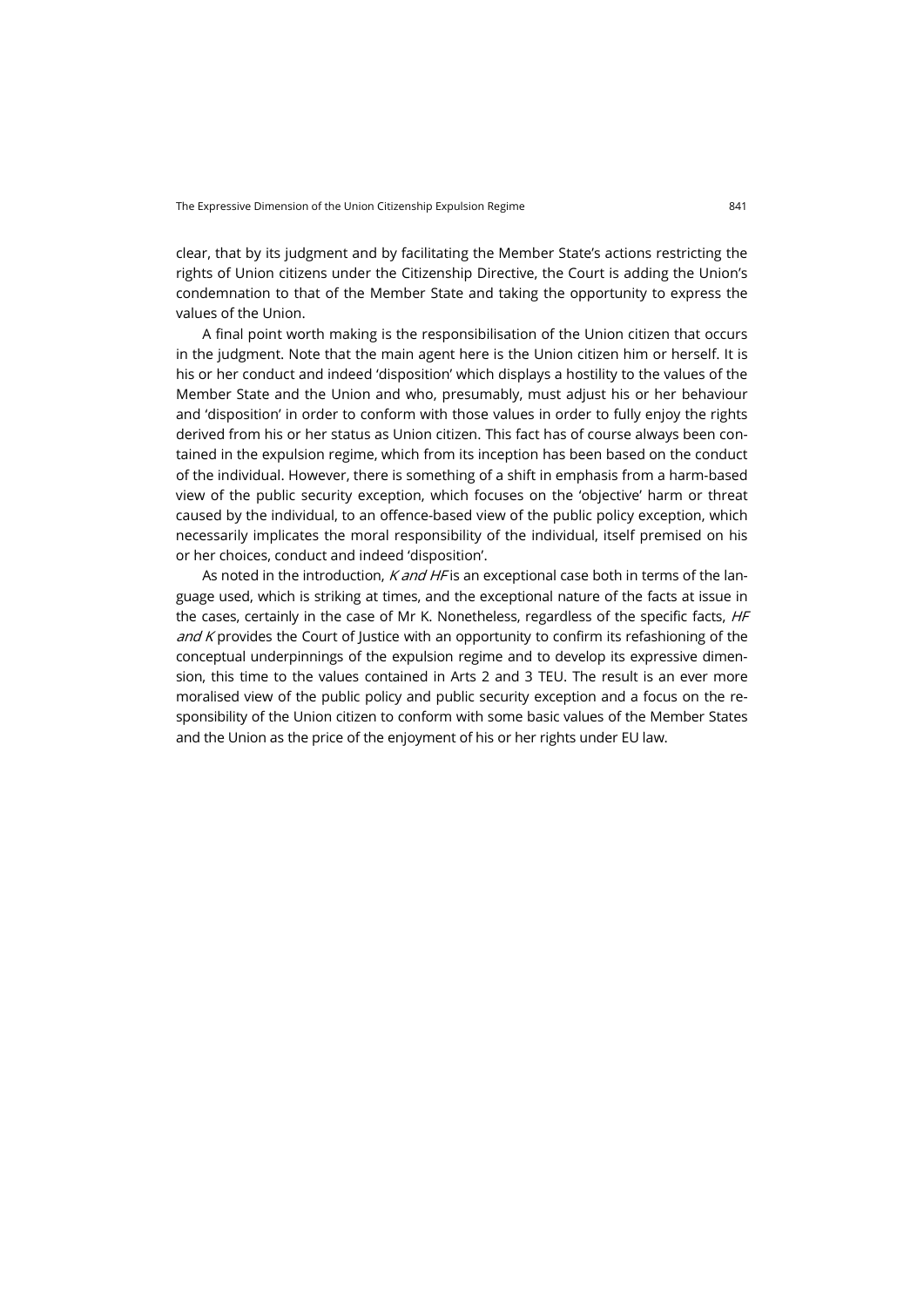clear, that by its judgment and by facilitating the Member State's actions restricting the rights of Union citizens under the Citizenship Directive, the Court is adding the Union's condemnation to that of the Member State and taking the opportunity to express the values of the Union.

A final point worth making is the responsibilisation of the Union citizen that occurs in the judgment. Note that the main agent here is the Union citizen him or herself. It is his or her conduct and indeed 'disposition' which displays a hostility to the values of the Member State and the Union and who, presumably, must adjust his or her behaviour and 'disposition' in order to conform with those values in order to fully enjoy the rights derived from his or her status as Union citizen. This fact has of course always been contained in the expulsion regime, which from its inception has been based on the conduct of the individual. However, there is something of a shift in emphasis from a harm-based view of the public security exception, which focuses on the 'objective' harm or threat caused by the individual, to an offence-based view of the public policy exception, which necessarily implicates the moral responsibility of the individual, itself premised on his or her choices, conduct and indeed 'disposition'.

As noted in the introduction, *K and HF* is an exceptional case both in terms of the language used, which is striking at times, and the exceptional nature of the facts at issue in the cases, certainly in the case of Mr K. Nonetheless, regardless of the specific facts, *HF and K* provides the Court of Justice with an opportunity to confirm its refashioning of the conceptual underpinnings of the expulsion regime and to develop its expressive dimension, this time to the values contained in Arts 2 and 3 TEU. The result is an ever more moralised view of the public policy and public security exception and a focus on the responsibility of the Union citizen to conform with some basic values of the Member States and the Union as the price of the enjoyment of his or her rights under EU law.